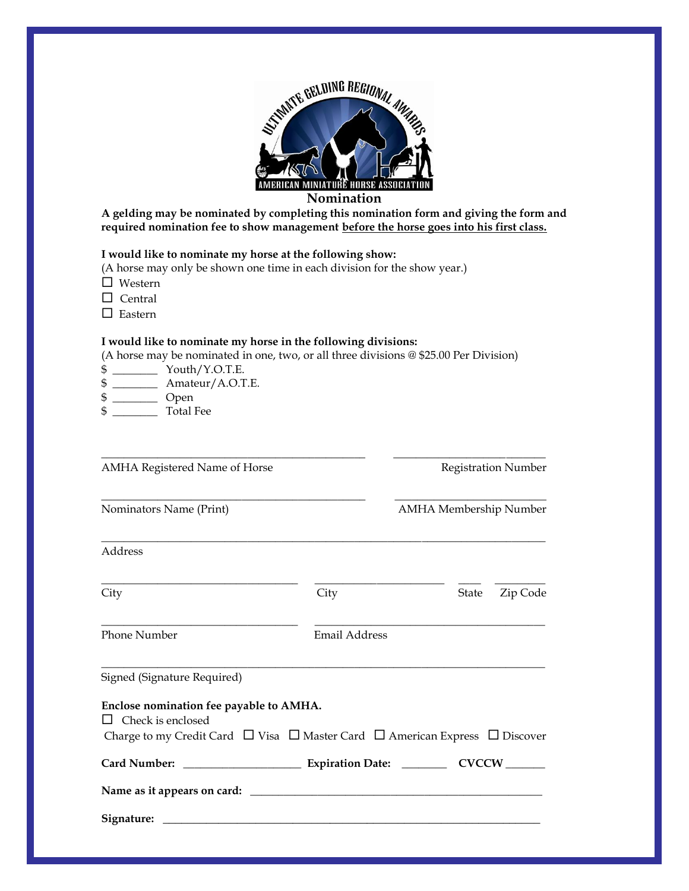ULTIMATE GELDING REGIONAL AWARDS

AMERICAN MINIATURE HORSE ASSOCIATION

## Nomination

**A gelding may be nominated by completing this nomination form and giving the form and required nomination fee to show management <u>before the horse goes into his first class.</u>**

**I would like to nominate my horse at the following show:**
(A horse may only be shown one time in each division for the show year.)

☐ Western
☐ Central
☐ Eastern

**I would like to nominate my horse in the following divisions:**
(A horse may be nominated in one, two, or all three divisions @ $25.00 Per Division)

$ ________ Youth/Y.O.T.E.
$ ________ Amateur/A.O.T.E.
$ ________ Open
$ ________ Total Fee

_____________________________________________ ________________________
AMHA Registered Name of Horse Registration Number

_____________________________________________ ________________________
Nominators Name (Print) AMHA Membership Number

___________________________________________________________________________
Address

_________________________________ _____________________ ____ _________
City City State Zip Code

_________________________________ ______________________________________
Phone Number Email Address

___________________________________________________________________________
Signed (Signature Required)

**Enclose nomination fee payable to AMHA.**

☐ Check is enclosed

Charge to my Credit Card ☐ Visa ☐ Master Card ☐ American Express ☐ Discover

**Card Number:** ____________________ **Expiration Date:** ________ **CVCCW** _______

**Name as it appears on card:** ________________________________________________

**Signature:** _________________________________________________________________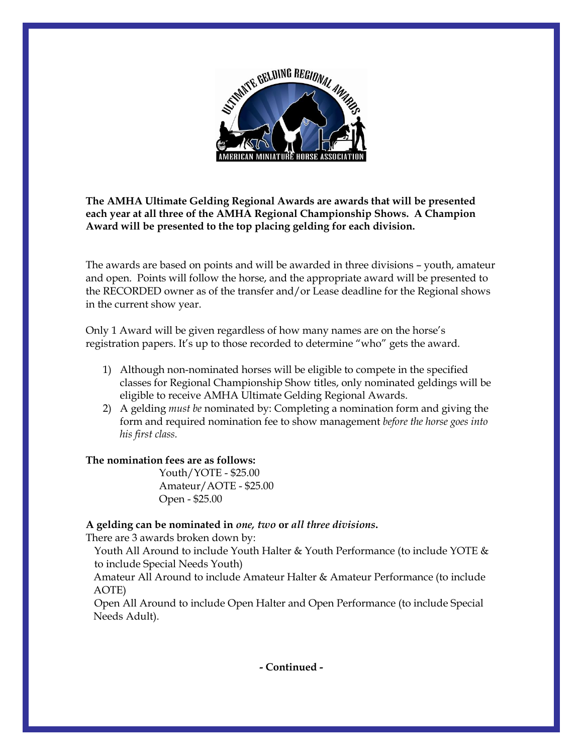**The AMHA Ultimate Gelding Regional Awards are awards that will be presented each year at all three of the AMHA Regional Championship Shows. A Champion Award will be presented to the top placing gelding for each division.**

The awards are based on points and will be awarded in three divisions – youth, amateur and open. Points will follow the horse, and the appropriate award will be presented to the RECORDED owner as of the transfer and/or Lease deadline for the Regional shows in the current show year.

Only 1 Award will be given regardless of how many names are on the horse's registration papers. It's up to those recorded to determine "who" gets the award.

1) Although non-nominated horses will be eligible to compete in the specified classes for Regional Championship Show titles, only nominated geldings will be eligible to receive AMHA Ultimate Gelding Regional Awards.
2) A gelding *must be* nominated by: Completing a nomination form and giving the form and required nomination fee to show management *before the horse goes into his first class.*

**The nomination fees are as follows:**

Youth/YOTE - $25.00
Amateur/AOTE - $25.00
Open - $25.00

**A gelding can be nominated in *one, two* or *all three divisions*.**

There are 3 awards broken down by:

Youth All Around to include Youth Halter & Youth Performance (to include YOTE & to include Special Needs Youth)

Amateur All Around to include Amateur Halter & Amateur Performance (to include AOTE)

Open All Around to include Open Halter and Open Performance (to include Special Needs Adult).

**- Continued -**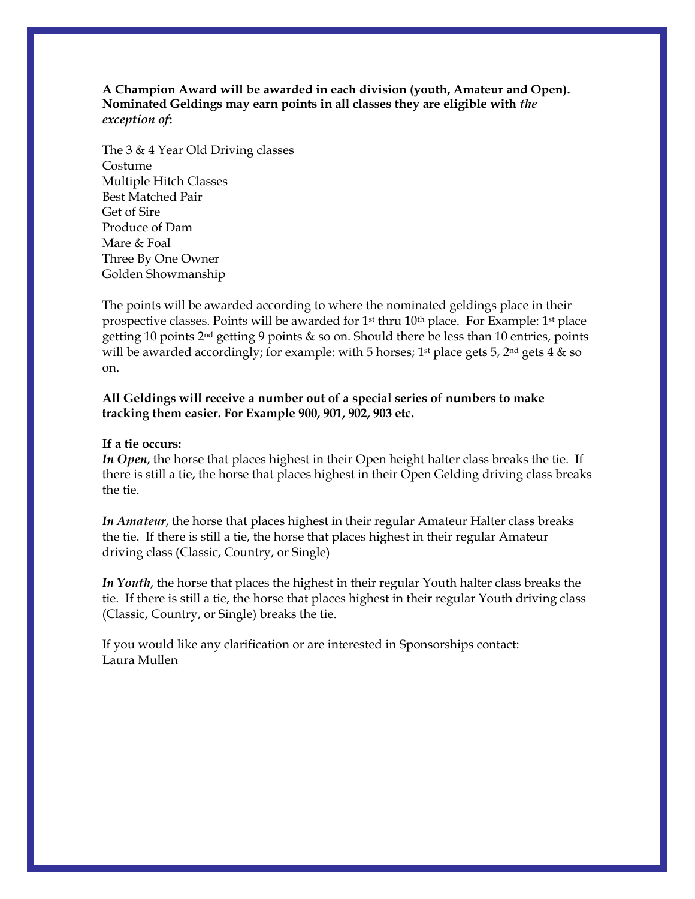**A Champion Award will be awarded in each division (youth, Amateur and Open). Nominated Geldings may earn points in all classes they are eligible with *the exception of*:**

The 3 & 4 Year Old Driving classes
Costume
Multiple Hitch Classes
Best Matched Pair
Get of Sire
Produce of Dam
Mare & Foal
Three By One Owner
Golden Showmanship

The points will be awarded according to where the nominated geldings place in their prospective classes. Points will be awarded for 1st thru 10th place. For Example: 1st place getting 10 points 2nd getting 9 points & so on. Should there be less than 10 entries, points will be awarded accordingly; for example: with 5 horses; 1st place gets 5, 2nd gets 4 & so on.

**All Geldings will receive a number out of a special series of numbers to make tracking them easier. For Example 900, 901, 902, 903 etc.**

**If a tie occurs:**
***In Open***, the horse that places highest in their Open height halter class breaks the tie. If there is still a tie, the horse that places highest in their Open Gelding driving class breaks the tie.

***In Amateur***, the horse that places highest in their regular Amateur Halter class breaks the tie. If there is still a tie, the horse that places highest in their regular Amateur driving class (Classic, Country, or Single)

***In Youth***, the horse that places the highest in their regular Youth halter class breaks the tie. If there is still a tie, the horse that places highest in their regular Youth driving class (Classic, Country, or Single) breaks the tie.

If you would like any clarification or are interested in Sponsorships contact:
Laura Mullen